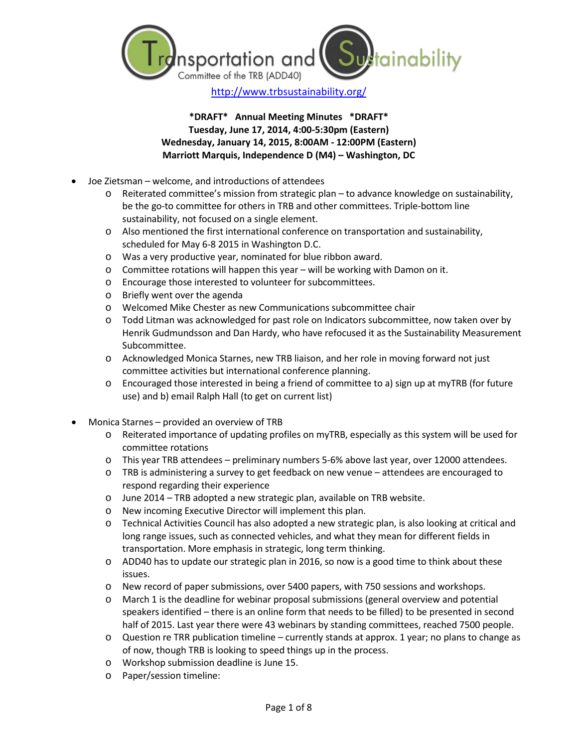Transportation and Sustainability Committee of the TRB (ADD40)

http://www.trbsustainability.org/

**\*DRAFT\*   Annual Meeting Minutes   \*DRAFT\***
**Tuesday, June 17, 2014, 4:00-5:30pm (Eastern)**
**Wednesday, January 14, 2015, 8:00AM - 12:00PM (Eastern)**
**Marriott Marquis, Independence D (M4) – Washington, DC**

- Joe Zietsman – welcome, and introductions of attendees
  - Reiterated committee's mission from strategic plan – to advance knowledge on sustainability, be the go-to committee for others in TRB and other committees. Triple-bottom line sustainability, not focused on a single element.
  - Also mentioned the first international conference on transportation and sustainability, scheduled for May 6-8 2015 in Washington D.C.
  - Was a very productive year, nominated for blue ribbon award.
  - Committee rotations will happen this year – will be working with Damon on it.
  - Encourage those interested to volunteer for subcommittees.
  - Briefly went over the agenda
  - Welcomed Mike Chester as new Communications subcommittee chair
  - Todd Litman was acknowledged for past role on Indicators subcommittee, now taken over by Henrik Gudmundsson and Dan Hardy, who have refocused it as the Sustainability Measurement Subcommittee.
  - Acknowledged Monica Starnes, new TRB liaison, and her role in moving forward not just committee activities but international conference planning.
  - Encouraged those interested in being a friend of committee to a) sign up at myTRB (for future use) and b) email Ralph Hall (to get on current list)

- Monica Starnes – provided an overview of TRB
  - Reiterated importance of updating profiles on myTRB, especially as this system will be used for committee rotations
  - This year TRB attendees – preliminary numbers 5-6% above last year, over 12000 attendees.
  - TRB is administering a survey to get feedback on new venue – attendees are encouraged to respond regarding their experience
  - June 2014 – TRB adopted a new strategic plan, available on TRB website.
  - New incoming Executive Director will implement this plan.
  - Technical Activities Council has also adopted a new strategic plan, is also looking at critical and long range issues, such as connected vehicles, and what they mean for different fields in transportation. More emphasis in strategic, long term thinking.
  - ADD40 has to update our strategic plan in 2016, so now is a good time to think about these issues.
  - New record of paper submissions, over 5400 papers, with 750 sessions and workshops.
  - March 1 is the deadline for webinar proposal submissions (general overview and potential speakers identified – there is an online form that needs to be filled) to be presented in second half of 2015. Last year there were 43 webinars by standing committees, reached 7500 people.
  - Question re TRR publication timeline – currently stands at approx. 1 year; no plans to change as of now, though TRB is looking to speed things up in the process.
  - Workshop submission deadline is June 15.
  - Paper/session timeline: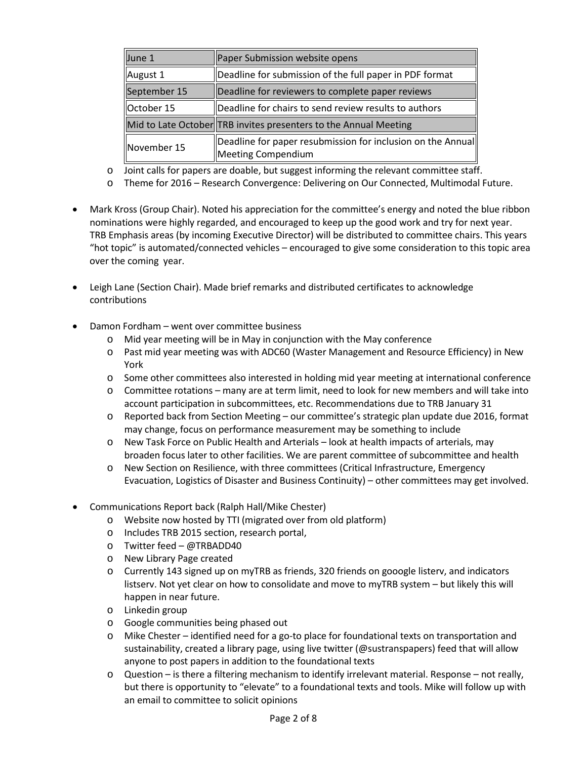| June 1 | Paper Submission website opens |
|---|---|
| August 1 | Deadline for submission of the full paper in PDF format |
| September 15 | Deadline for reviewers to complete paper reviews |
| October 15 | Deadline for chairs to send review results to authors |
| Mid to Late October | TRB invites presenters to the Annual Meeting |
| November 15 | Deadline for paper resubmission for inclusion on the Annual Meeting Compendium |

- Joint calls for papers are doable, but suggest informing the relevant committee staff.
- Theme for 2016 – Research Convergence: Delivering on Our Connected, Multimodal Future.

- Mark Kross (Group Chair). Noted his appreciation for the committee's energy and noted the blue ribbon nominations were highly regarded, and encouraged to keep up the good work and try for next year. TRB Emphasis areas (by incoming Executive Director) will be distributed to committee chairs. This years "hot topic" is automated/connected vehicles – encouraged to give some consideration to this topic area over the coming year.

- Leigh Lane (Section Chair). Made brief remarks and distributed certificates to acknowledge contributions

- Damon Fordham – went over committee business
  - Mid year meeting will be in May in conjunction with the May conference
  - Past mid year meeting was with ADC60 (Waster Management and Resource Efficiency) in New York
  - Some other committees also interested in holding mid year meeting at international conference
  - Committee rotations – many are at term limit, need to look for new members and will take into account participation in subcommittees, etc. Recommendations due to TRB January 31
  - Reported back from Section Meeting – our committee's strategic plan update due 2016, format may change, focus on performance measurement may be something to include
  - New Task Force on Public Health and Arterials – look at health impacts of arterials, may broaden focus later to other facilities. We are parent committee of subcommittee and health
  - New Section on Resilience, with three committees (Critical Infrastructure, Emergency Evacuation, Logistics of Disaster and Business Continuity) – other committees may get involved.

- Communications Report back (Ralph Hall/Mike Chester)
  - Website now hosted by TTI (migrated over from old platform)
  - Includes TRB 2015 section, research portal,
  - Twitter feed – @TRBADD40
  - New Library Page created
  - Currently 143 signed up on myTRB as friends, 320 friends on gooogle listerv, and indicators listserv. Not yet clear on how to consolidate and move to myTRB system – but likely this will happen in near future.
  - Linkedin group
  - Google communities being phased out
  - Mike Chester – identified need for a go-to place for foundational texts on transportation and sustainability, created a library page, using live twitter (@sustranspapers) feed that will allow anyone to post papers in addition to the foundational texts
  - Question – is there a filtering mechanism to identify irrelevant material. Response – not really, but there is opportunity to "elevate" to a foundational texts and tools. Mike will follow up with an email to committee to solicit opinions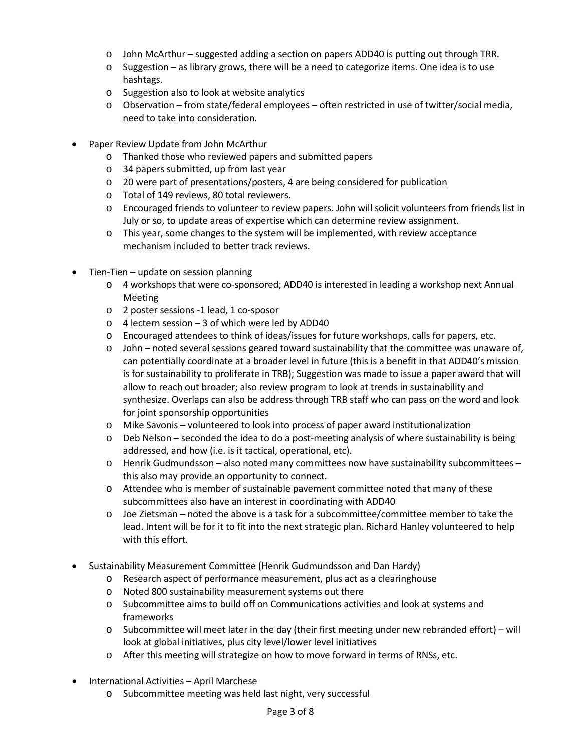- John McArthur – suggested adding a section on papers ADD40 is putting out through TRR.
  - Suggestion – as library grows, there will be a need to categorize items. One idea is to use hashtags.
  - Suggestion also to look at website analytics
  - Observation – from state/federal employees – often restricted in use of twitter/social media, need to take into consideration.

- Paper Review Update from John McArthur
  - Thanked those who reviewed papers and submitted papers
  - 34 papers submitted, up from last year
  - 20 were part of presentations/posters, 4 are being considered for publication
  - Total of 149 reviews, 80 total reviewers.
  - Encouraged friends to volunteer to review papers. John will solicit volunteers from friends list in July or so, to update areas of expertise which can determine review assignment.
  - This year, some changes to the system will be implemented, with review acceptance mechanism included to better track reviews.

- Tien-Tien – update on session planning
  - 4 workshops that were co-sponsored; ADD40 is interested in leading a workshop next Annual Meeting
  - 2 poster sessions -1 lead, 1 co-sposor
  - 4 lectern session – 3 of which were led by ADD40
  - Encouraged attendees to think of ideas/issues for future workshops, calls for papers, etc.
  - John – noted several sessions geared toward sustainability that the committee was unaware of, can potentially coordinate at a broader level in future (this is a benefit in that ADD40's mission is for sustainability to proliferate in TRB); Suggestion was made to issue a paper award that will allow to reach out broader; also review program to look at trends in sustainability and synthesize. Overlaps can also be address through TRB staff who can pass on the word and look for joint sponsorship opportunities
  - Mike Savonis – volunteered to look into process of paper award institutionalization
  - Deb Nelson – seconded the idea to do a post-meeting analysis of where sustainability is being addressed, and how (i.e. is it tactical, operational, etc).
  - Henrik Gudmundsson – also noted many committees now have sustainability subcommittees – this also may provide an opportunity to connect.
  - Attendee who is member of sustainable pavement committee noted that many of these subcommittees also have an interest in coordinating with ADD40
  - Joe Zietsman – noted the above is a task for a subcommittee/committee member to take the lead. Intent will be for it to fit into the next strategic plan. Richard Hanley volunteered to help with this effort.

- Sustainability Measurement Committee (Henrik Gudmundsson and Dan Hardy)
  - Research aspect of performance measurement, plus act as a clearinghouse
  - Noted 800 sustainability measurement systems out there
  - Subcommittee aims to build off on Communications activities and look at systems and frameworks
  - Subcommittee will meet later in the day (their first meeting under new rebranded effort) – will look at global initiatives, plus city level/lower level initiatives
  - After this meeting will strategize on how to move forward in terms of RNSs, etc.

- International Activities – April Marchese
  - Subcommittee meeting was held last night, very successful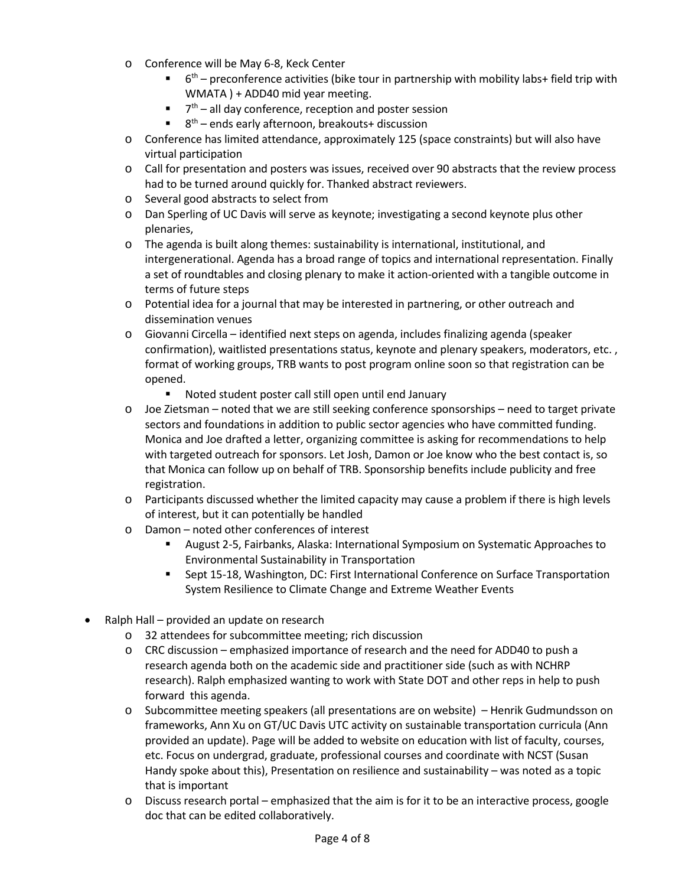- Conference will be May 6-8, Keck Center
     - 6th – preconference activities (bike tour in partnership with mobility labs+ field trip with WMATA ) + ADD40 mid year meeting.
     - 7th – all day conference, reception and poster session
     - 8th – ends early afternoon, breakouts+ discussion
   - Conference has limited attendance, approximately 125 (space constraints) but will also have virtual participation
   - Call for presentation and posters was issues, received over 90 abstracts that the review process had to be turned around quickly for. Thanked abstract reviewers.
   - Several good abstracts to select from
   - Dan Sperling of UC Davis will serve as keynote; investigating a second keynote plus other plenaries,
   - The agenda is built along themes: sustainability is international, institutional, and intergenerational. Agenda has a broad range of topics and international representation. Finally a set of roundtables and closing plenary to make it action-oriented with a tangible outcome in terms of future steps
   - Potential idea for a journal that may be interested in partnering, or other outreach and dissemination venues
   - Giovanni Circella – identified next steps on agenda, includes finalizing agenda (speaker confirmation), waitlisted presentations status, keynote and plenary speakers, moderators, etc. , format of working groups, TRB wants to post program online soon so that registration can be opened.
     - Noted student poster call still open until end January
   - Joe Zietsman – noted that we are still seeking conference sponsorships – need to target private sectors and foundations in addition to public sector agencies who have committed funding. Monica and Joe drafted a letter, organizing committee is asking for recommendations to help with targeted outreach for sponsors. Let Josh, Damon or Joe know who the best contact is, so that Monica can follow up on behalf of TRB. Sponsorship benefits include publicity and free registration.
   - Participants discussed whether the limited capacity may cause a problem if there is high levels of interest, but it can potentially be handled
   - Damon – noted other conferences of interest
     - August 2-5, Fairbanks, Alaska: International Symposium on Systematic Approaches to Environmental Sustainability in Transportation
     - Sept 15-18, Washington, DC: First International Conference on Surface Transportation System Resilience to Climate Change and Extreme Weather Events

- Ralph Hall – provided an update on research
   - 32 attendees for subcommittee meeting; rich discussion
   - CRC discussion – emphasized importance of research and the need for ADD40 to push a research agenda both on the academic side and practitioner side (such as with NCHRP research). Ralph emphasized wanting to work with State DOT and other reps in help to push forward this agenda.
   - Subcommittee meeting speakers (all presentations are on website) – Henrik Gudmundsson on frameworks, Ann Xu on GT/UC Davis UTC activity on sustainable transportation curricula (Ann provided an update). Page will be added to website on education with list of faculty, courses, etc. Focus on undergrad, graduate, professional courses and coordinate with NCST (Susan Handy spoke about this), Presentation on resilience and sustainability – was noted as a topic that is important
   - Discuss research portal – emphasized that the aim is for it to be an interactive process, google doc that can be edited collaboratively.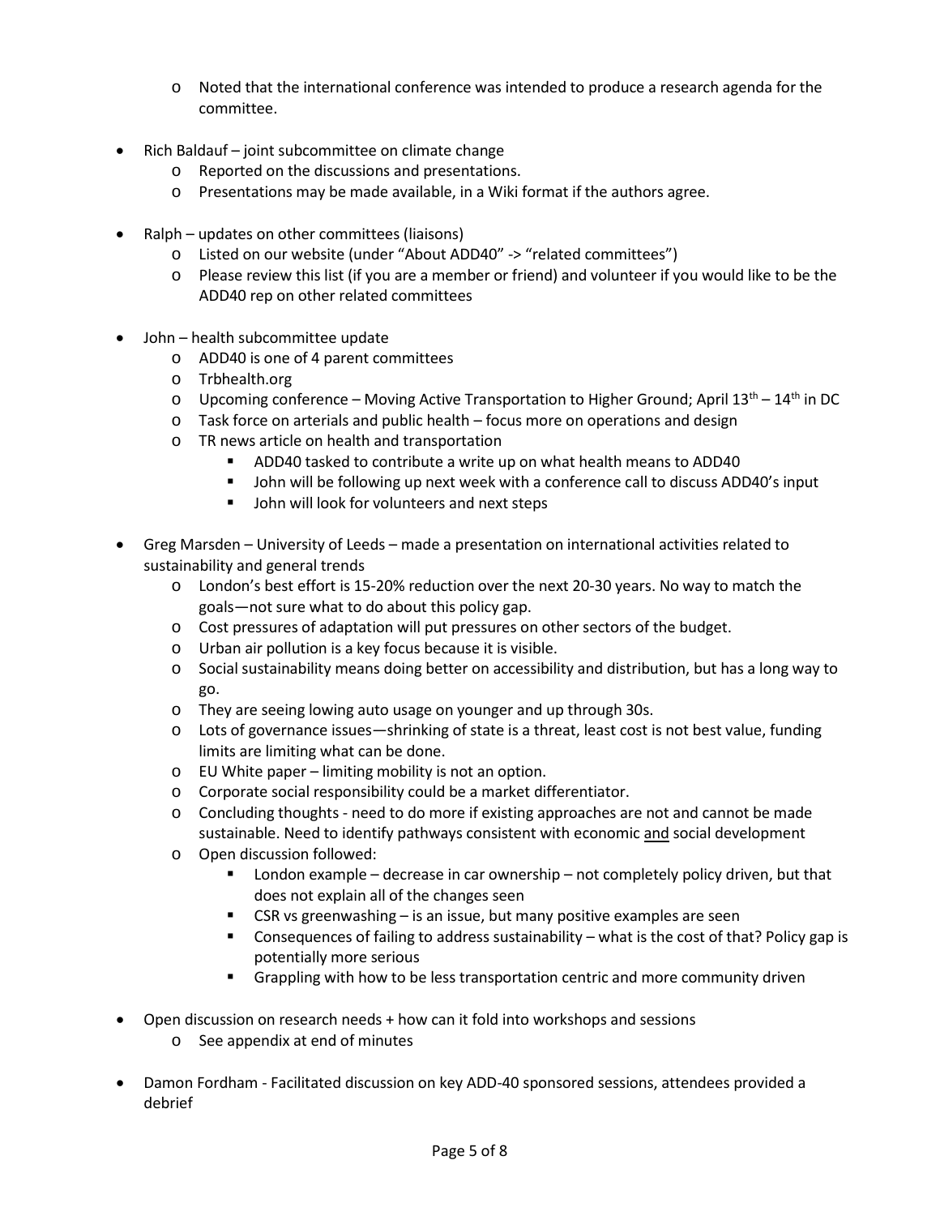- Noted that the international conference was intended to produce a research agenda for the committee.

- Rich Baldauf – joint subcommittee on climate change
  - Reported on the discussions and presentations.
  - Presentations may be made available, in a Wiki format if the authors agree.

- Ralph – updates on other committees (liaisons)
  - Listed on our website (under "About ADD40" -> "related committees")
  - Please review this list (if you are a member or friend) and volunteer if you would like to be the ADD40 rep on other related committees

- John – health subcommittee update
  - ADD40 is one of 4 parent committees
  - Trbhealth.org
  - Upcoming conference – Moving Active Transportation to Higher Ground; April 13th – 14th in DC
  - Task force on arterials and public health – focus more on operations and design
  - TR news article on health and transportation
    - ADD40 tasked to contribute a write up on what health means to ADD40
    - John will be following up next week with a conference call to discuss ADD40's input
    - John will look for volunteers and next steps

- Greg Marsden – University of Leeds – made a presentation on international activities related to sustainability and general trends
  - London's best effort is 15-20% reduction over the next 20-30 years. No way to match the goals—not sure what to do about this policy gap.
  - Cost pressures of adaptation will put pressures on other sectors of the budget.
  - Urban air pollution is a key focus because it is visible.
  - Social sustainability means doing better on accessibility and distribution, but has a long way to go.
  - They are seeing lowing auto usage on younger and up through 30s.
  - Lots of governance issues—shrinking of state is a threat, least cost is not best value, funding limits are limiting what can be done.
  - EU White paper – limiting mobility is not an option.
  - Corporate social responsibility could be a market differentiator.
  - Concluding thoughts - need to do more if existing approaches are not and cannot be made sustainable. Need to identify pathways consistent with economic <u>and</u> social development
  - Open discussion followed:
    - London example – decrease in car ownership – not completely policy driven, but that does not explain all of the changes seen
    - CSR vs greenwashing – is an issue, but many positive examples are seen
    - Consequences of failing to address sustainability – what is the cost of that? Policy gap is potentially more serious
    - Grappling with how to be less transportation centric and more community driven

- Open discussion on research needs + how can it fold into workshops and sessions
  - See appendix at end of minutes

- Damon Fordham - Facilitated discussion on key ADD-40 sponsored sessions, attendees provided a debrief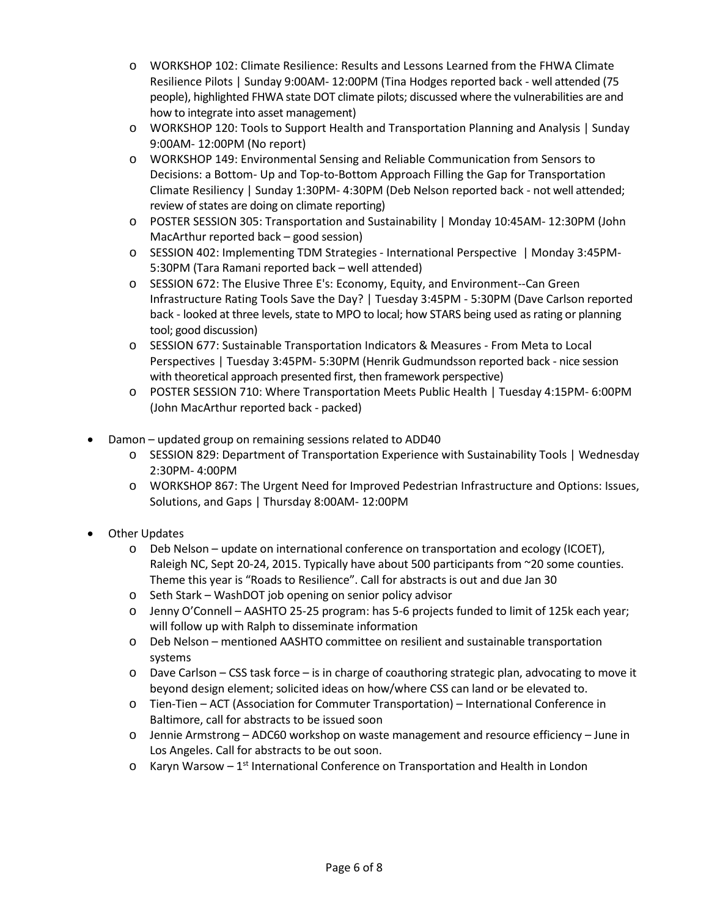- WORKSHOP 102: Climate Resilience: Results and Lessons Learned from the FHWA Climate Resilience Pilots | Sunday 9:00AM- 12:00PM (Tina Hodges reported back - well attended (75 people), highlighted FHWA state DOT climate pilots; discussed where the vulnerabilities are and how to integrate into asset management)
  - WORKSHOP 120: Tools to Support Health and Transportation Planning and Analysis | Sunday 9:00AM- 12:00PM (No report)
  - WORKSHOP 149: Environmental Sensing and Reliable Communication from Sensors to Decisions: a Bottom- Up and Top-to-Bottom Approach Filling the Gap for Transportation Climate Resiliency | Sunday 1:30PM- 4:30PM (Deb Nelson reported back - not well attended; review of states are doing on climate reporting)
  - POSTER SESSION 305: Transportation and Sustainability | Monday 10:45AM- 12:30PM (John MacArthur reported back – good session)
  - SESSION 402: Implementing TDM Strategies - International Perspective | Monday 3:45PM- 5:30PM (Tara Ramani reported back – well attended)
  - SESSION 672: The Elusive Three E's: Economy, Equity, and Environment--Can Green Infrastructure Rating Tools Save the Day? | Tuesday 3:45PM - 5:30PM (Dave Carlson reported back - looked at three levels, state to MPO to local; how STARS being used as rating or planning tool; good discussion)
  - SESSION 677: Sustainable Transportation Indicators & Measures - From Meta to Local Perspectives | Tuesday 3:45PM- 5:30PM (Henrik Gudmundsson reported back - nice session with theoretical approach presented first, then framework perspective)
  - POSTER SESSION 710: Where Transportation Meets Public Health | Tuesday 4:15PM- 6:00PM (John MacArthur reported back - packed)

- Damon – updated group on remaining sessions related to ADD40
  - SESSION 829: Department of Transportation Experience with Sustainability Tools | Wednesday 2:30PM- 4:00PM
  - WORKSHOP 867: The Urgent Need for Improved Pedestrian Infrastructure and Options: Issues, Solutions, and Gaps | Thursday 8:00AM- 12:00PM

- Other Updates
  - Deb Nelson – update on international conference on transportation and ecology (ICOET), Raleigh NC, Sept 20-24, 2015. Typically have about 500 participants from ~20 some counties. Theme this year is "Roads to Resilience". Call for abstracts is out and due Jan 30
  - Seth Stark – WashDOT job opening on senior policy advisor
  - Jenny O'Connell – AASHTO 25-25 program: has 5-6 projects funded to limit of 125k each year; will follow up with Ralph to disseminate information
  - Deb Nelson – mentioned AASHTO committee on resilient and sustainable transportation systems
  - Dave Carlson – CSS task force – is in charge of coauthoring strategic plan, advocating to move it beyond design element; solicited ideas on how/where CSS can land or be elevated to.
  - Tien-Tien – ACT (Association for Commuter Transportation) – International Conference in Baltimore, call for abstracts to be issued soon
  - Jennie Armstrong – ADC60 workshop on waste management and resource efficiency – June in Los Angeles. Call for abstracts to be out soon.
  - Karyn Warsow – 1st International Conference on Transportation and Health in London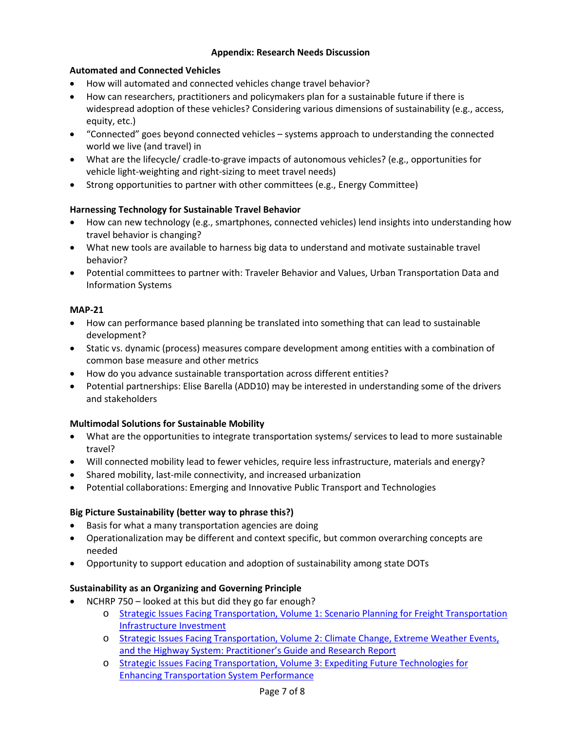## Appendix: Research Needs Discussion

### Automated and Connected Vehicles

- How will automated and connected vehicles change travel behavior?
- How can researchers, practitioners and policymakers plan for a sustainable future if there is widespread adoption of these vehicles? Considering various dimensions of sustainability (e.g., access, equity, etc.)
- "Connected" goes beyond connected vehicles – systems approach to understanding the connected world we live (and travel) in
- What are the lifecycle/ cradle-to-grave impacts of autonomous vehicles? (e.g., opportunities for vehicle light-weighting and right-sizing to meet travel needs)
- Strong opportunities to partner with other committees (e.g., Energy Committee)

### Harnessing Technology for Sustainable Travel Behavior

- How can new technology (e.g., smartphones, connected vehicles) lend insights into understanding how travel behavior is changing?
- What new tools are available to harness big data to understand and motivate sustainable travel behavior?
- Potential committees to partner with: Traveler Behavior and Values, Urban Transportation Data and Information Systems

### MAP-21

- How can performance based planning be translated into something that can lead to sustainable development?
- Static vs. dynamic (process) measures compare development among entities with a combination of common base measure and other metrics
- How do you advance sustainable transportation across different entities?
- Potential partnerships: Elise Barella (ADD10) may be interested in understanding some of the drivers and stakeholders

### Multimodal Solutions for Sustainable Mobility

- What are the opportunities to integrate transportation systems/ services to lead to more sustainable travel?
- Will connected mobility lead to fewer vehicles, require less infrastructure, materials and energy?
- Shared mobility, last-mile connectivity, and increased urbanization
- Potential collaborations: Emerging and Innovative Public Transport and Technologies

### Big Picture Sustainability (better way to phrase this?)

- Basis for what a many transportation agencies are doing
- Operationalization may be different and context specific, but common overarching concepts are needed
- Opportunity to support education and adoption of sustainability among state DOTs

### Sustainability as an Organizing and Governing Principle

- NCHRP 750 – looked at this but did they go far enough?
  - Strategic Issues Facing Transportation, Volume 1: Scenario Planning for Freight Transportation Infrastructure Investment
  - Strategic Issues Facing Transportation, Volume 2: Climate Change, Extreme Weather Events, and the Highway System: Practitioner's Guide and Research Report
  - Strategic Issues Facing Transportation, Volume 3: Expediting Future Technologies for Enhancing Transportation System Performance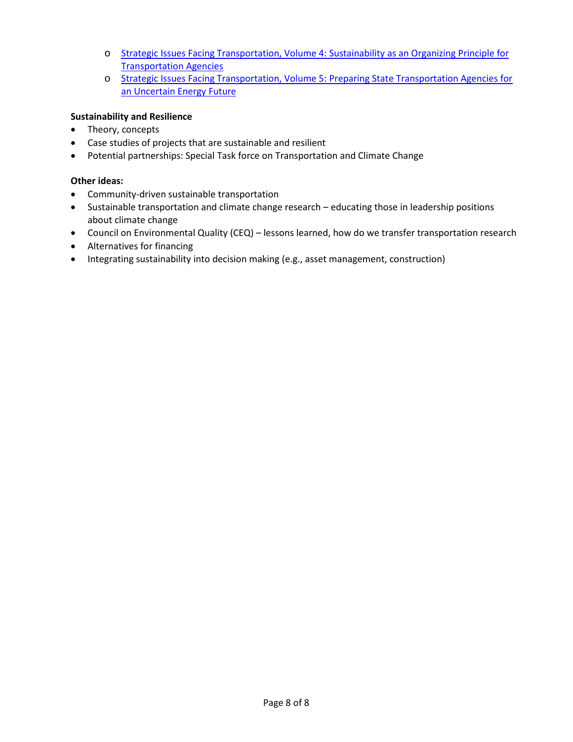- [Strategic Issues Facing Transportation, Volume 4: Sustainability as an Organizing Principle for Transportation Agencies]
    - [Strategic Issues Facing Transportation, Volume 5: Preparing State Transportation Agencies for an Uncertain Energy Future]

**Sustainability and Resilience**

- Theory, concepts
- Case studies of projects that are sustainable and resilient
- Potential partnerships: Special Task force on Transportation and Climate Change

**Other ideas:**

- Community-driven sustainable transportation
- Sustainable transportation and climate change research – educating those in leadership positions about climate change
- Council on Environmental Quality (CEQ) – lessons learned, how do we transfer transportation research
- Alternatives for financing
- Integrating sustainability into decision making (e.g., asset management, construction)